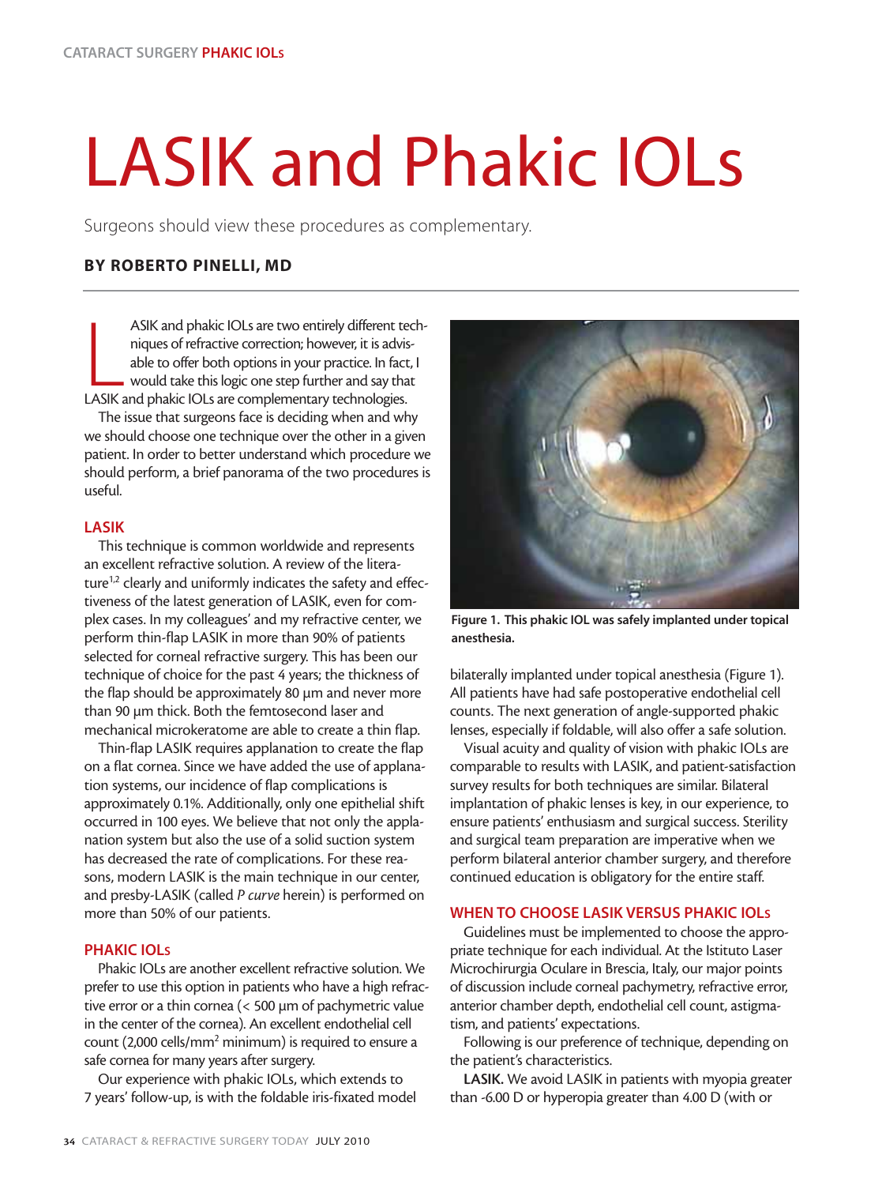# LASIK and Phakic IOLs

Surgeons should view these procedures as complementary.

**BY ROBERTO PINELLI, MD**

LASIK and phakic IOLs are two entirely different techniques of refractive correction; however, it is advisable to offer both options in your practice. In fact, I would take this logic one step further and say that LASIK and phakic IOLs are complementary technologies.

The issue that surgeons face is deciding when and why we should choose one technique over the other in a given patient. In order to better understand which procedure we should perform, a brief panorama of the two procedures is useful.

## LASIK

This technique is common worldwide and represents an excellent refractive solution. A review of the literature[1,2] clearly and uniformly indicates the safety and effectiveness of the latest generation of LASIK, even for complex cases. In my colleagues' and my refractive center, we perform thin-flap LASIK in more than 90% of patients selected for corneal refractive surgery. This has been our technique of choice for the past 4 years; the thickness of the flap should be approximately 80 µm and never more than 90 µm thick. Both the femtosecond laser and mechanical microkeratome are able to create a thin flap.

Thin-flap LASIK requires applanation to create the flap on a flat cornea. Since we have added the use of applanation systems, our incidence of flap complications is approximately 0.1%. Additionally, only one epithelial shift occurred in 100 eyes. We believe that not only the applanation system but also the use of a solid suction system has decreased the rate of complications. For these reasons, modern LASIK is the main technique in our center, and presby-LASIK (called *P curve* herein) is performed on more than 50% of our patients.

## PHAKIC IOLs

Phakic IOLs are another excellent refractive solution. We prefer to use this option in patients who have a high refractive error or a thin cornea (< 500 µm of pachymetric value in the center of the cornea). An excellent endothelial cell count (2,000 cells/mm$^2$ minimum) is required to ensure a safe cornea for many years after surgery.

Our experience with phakic IOLs, which extends to 7 years' follow-up, is with the foldable iris-fixated model bilaterally implanted under topical anesthesia (Figure 1). All patients have had safe postoperative endothelial cell counts. The next generation of angle-supported phakic lenses, especially if foldable, will also offer a safe solution.

**Figure 1. This phakic IOL was safely implanted under topical anesthesia.**

Visual acuity and quality of vision with phakic IOLs are comparable to results with LASIK, and patient-satisfaction survey results for both techniques are similar. Bilateral implantation of phakic lenses is key, in our experience, to ensure patients' enthusiasm and surgical success. Sterility and surgical team preparation are imperative when we perform bilateral anterior chamber surgery, and therefore continued education is obligatory for the entire staff.

## WHEN TO CHOOSE LASIK VERSUS PHAKIC IOLs

Guidelines must be implemented to choose the appropriate technique for each individual. At the Istituto Laser Microchirurgia Oculare in Brescia, Italy, our major points of discussion include corneal pachymetry, refractive error, anterior chamber depth, endothelial cell count, astigmatism, and patients' expectations.

Following is our preference of technique, depending on the patient's characteristics.

**LASIK.** We avoid LASIK in patients with myopia greater than -6.00 D or hyperopia greater than 4.00 D (with or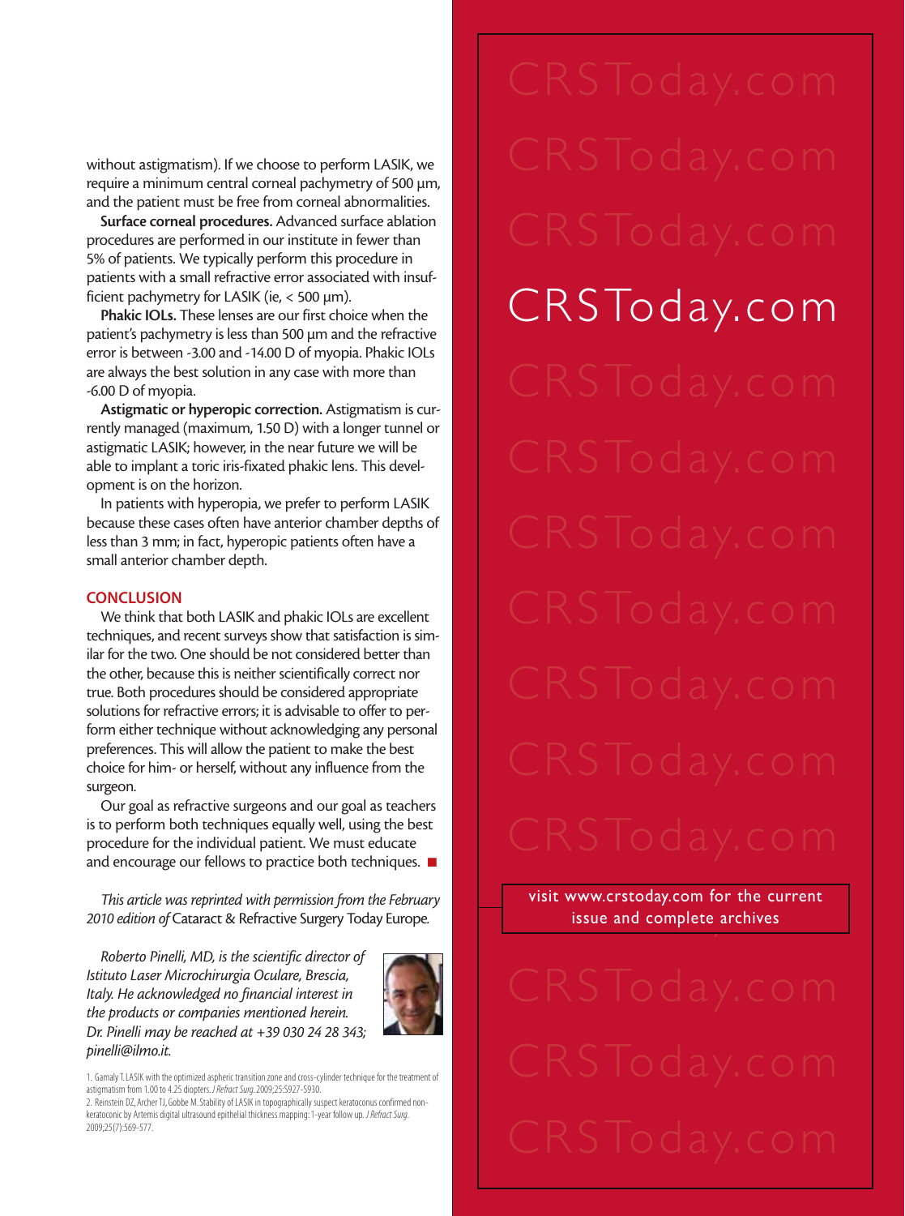without astigmatism). If we choose to perform LASIK, we require a minimum central corneal pachymetry of 500 µm, and the patient must be free from corneal abnormalities.

**Surface corneal procedures.** Advanced surface ablation procedures are performed in our institute in fewer than 5% of patients. We typically perform this procedure in patients with a small refractive error associated with insufficient pachymetry for LASIK (ie, < 500 µm).

**Phakic IOLs.** These lenses are our first choice when the patient's pachymetry is less than 500 µm and the refractive error is between -3.00 and -14.00 D of myopia. Phakic IOLs are always the best solution in any case with more than -6.00 D of myopia.

**Astigmatic or hyperopic correction.** Astigmatism is currently managed (maximum, 1.50 D) with a longer tunnel or astigmatic LASIK; however, in the near future we will be able to implant a toric iris-fixated phakic lens. This development is on the horizon.

In patients with hyperopia, we prefer to perform LASIK because these cases often have anterior chamber depths of less than 3 mm; in fact, hyperopic patients often have a small anterior chamber depth.

## CONCLUSION

We think that both LASIK and phakic IOLs are excellent techniques, and recent surveys show that satisfaction is similar for the two. One should be not considered better than the other, because this is neither scientifically correct nor true. Both procedures should be considered appropriate solutions for refractive errors; it is advisable to offer to perform either technique without acknowledging any personal preferences. This will allow the patient to make the best choice for him- or herself, without any influence from the surgeon.

Our goal as refractive surgeons and our goal as teachers is to perform both techniques equally well, using the best procedure for the individual patient. We must educate and encourage our fellows to practice both techniques. ■

*This article was reprinted with permission from the February 2010 edition of* Cataract & Refractive Surgery Today Europe.

*Roberto Pinelli, MD, is the scientific director of Istituto Laser Microchirurgia Oculare, Brescia, Italy. He acknowledged no financial interest in the products or companies mentioned herein. Dr. Pinelli may be reached at +39 030 24 28 343; pinelli@ilmo.it.*

1. Gamaly T. LASIK with the optimized aspheric transition zone and cross-cylinder technique for the treatment of astigmatism from 1.00 to 4.25 diopters. *J Refract Surg*. 2009;25:S927-S930.
2. Reinstein DZ, Archer TJ, Gobbe M. Stability of LASIK in topographically suspect keratoconus confirmed non-keratoconic by Artemis digital ultrasound epithelial thickness mapping: 1-year follow up. *J Refract Surg*. 2009;25(7):569-577.

CRSToday.com

visit www.crstoday.com for the current issue and complete archives